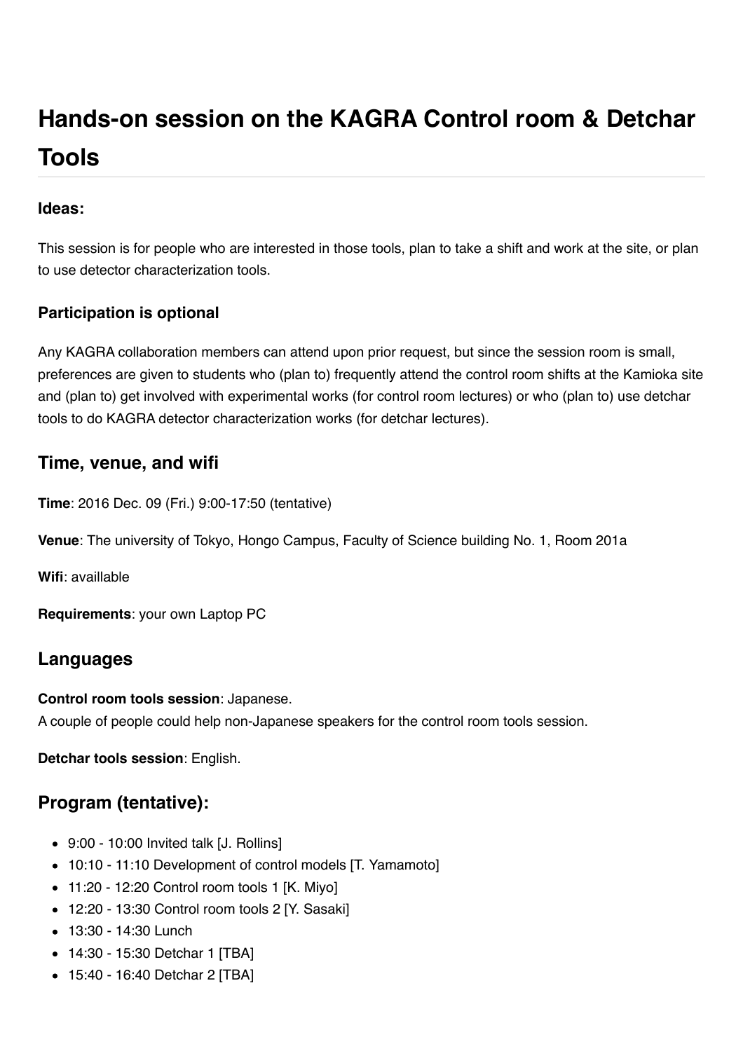# Hands-on session on the KAGRA Control room & Detchar Tools

### Ideas:

This session is for people who are interested in those tools, plan to take a shift and work at the site, or plan to use detector characterization tools.

### Participation is optional

Any KAGRA collaboration members can attend upon prior request, but since the session room is small, preferences are given to students who (plan to) frequently attend the control room shifts at the Kamioka site and (plan to) get involved with experimental works (for control room lectures) or who (plan to) use detchar tools to do KAGRA detector characterization works (for detchar lectures).

## Time, venue, and wifi

**Time**: 2016 Dec. 09 (Fri.) 9:00-17:50 (tentative)

**Venue**: The university of Tokyo, Hongo Campus, Faculty of Science building No. 1, Room 201a

**Wifi**: availlable

**Requirements**: your own Laptop PC

## Languages

**Control room tools session**: Japanese.
A couple of people could help non-Japanese speakers for the control room tools session.

**Detchar tools session**: English.

## Program (tentative):

- 9:00 - 10:00 Invited talk [J. Rollins]
- 10:10 - 11:10 Development of control models [T. Yamamoto]
- 11:20 - 12:20 Control room tools 1 [K. Miyo]
- 12:20 - 13:30 Control room tools 2 [Y. Sasaki]
- 13:30 - 14:30 Lunch
- 14:30 - 15:30 Detchar 1 [TBA]
- 15:40 - 16:40 Detchar 2 [TBA]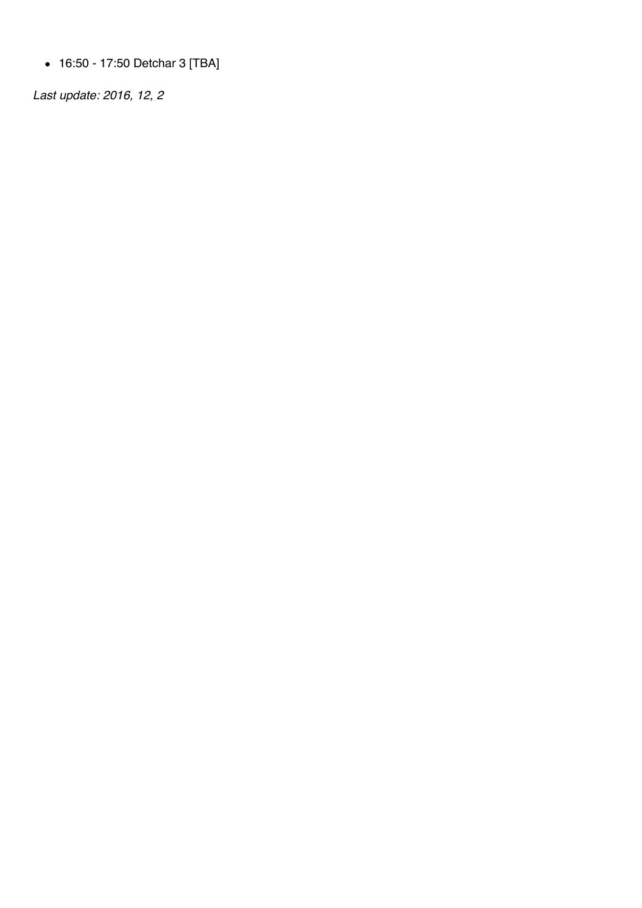- 16:50 - 17:50 Detchar 3 [TBA]

*Last update: 2016, 12, 2*